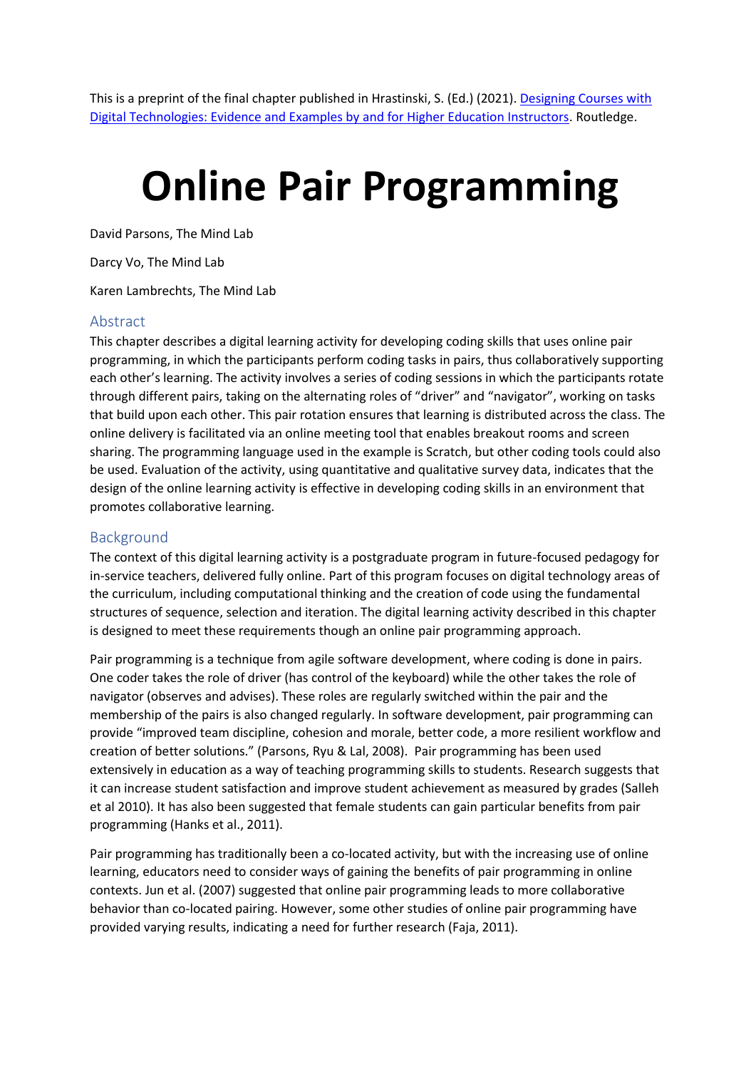This is a preprint of the final chapter published in Hrastinski, S. (Ed.) (2021). [Designing Courses with Digital Technologies: Evidence and Examples by and for Higher Education Instructors](). Routledge.

# Online Pair Programming

David Parsons, The Mind Lab

Darcy Vo, The Mind Lab

Karen Lambrechts, The Mind Lab

## Abstract

This chapter describes a digital learning activity for developing coding skills that uses online pair programming, in which the participants perform coding tasks in pairs, thus collaboratively supporting each other's learning. The activity involves a series of coding sessions in which the participants rotate through different pairs, taking on the alternating roles of "driver" and "navigator", working on tasks that build upon each other. This pair rotation ensures that learning is distributed across the class. The online delivery is facilitated via an online meeting tool that enables breakout rooms and screen sharing. The programming language used in the example is Scratch, but other coding tools could also be used. Evaluation of the activity, using quantitative and qualitative survey data, indicates that the design of the online learning activity is effective in developing coding skills in an environment that promotes collaborative learning.

## Background

The context of this digital learning activity is a postgraduate program in future-focused pedagogy for in-service teachers, delivered fully online. Part of this program focuses on digital technology areas of the curriculum, including computational thinking and the creation of code using the fundamental structures of sequence, selection and iteration. The digital learning activity described in this chapter is designed to meet these requirements though an online pair programming approach.

Pair programming is a technique from agile software development, where coding is done in pairs. One coder takes the role of driver (has control of the keyboard) while the other takes the role of navigator (observes and advises). These roles are regularly switched within the pair and the membership of the pairs is also changed regularly. In software development, pair programming can provide "improved team discipline, cohesion and morale, better code, a more resilient workflow and creation of better solutions." (Parsons, Ryu & Lal, 2008). Pair programming has been used extensively in education as a way of teaching programming skills to students. Research suggests that it can increase student satisfaction and improve student achievement as measured by grades (Salleh et al 2010). It has also been suggested that female students can gain particular benefits from pair programming (Hanks et al., 2011).

Pair programming has traditionally been a co-located activity, but with the increasing use of online learning, educators need to consider ways of gaining the benefits of pair programming in online contexts. Jun et al. (2007) suggested that online pair programming leads to more collaborative behavior than co-located pairing. However, some other studies of online pair programming have provided varying results, indicating a need for further research (Faja, 2011).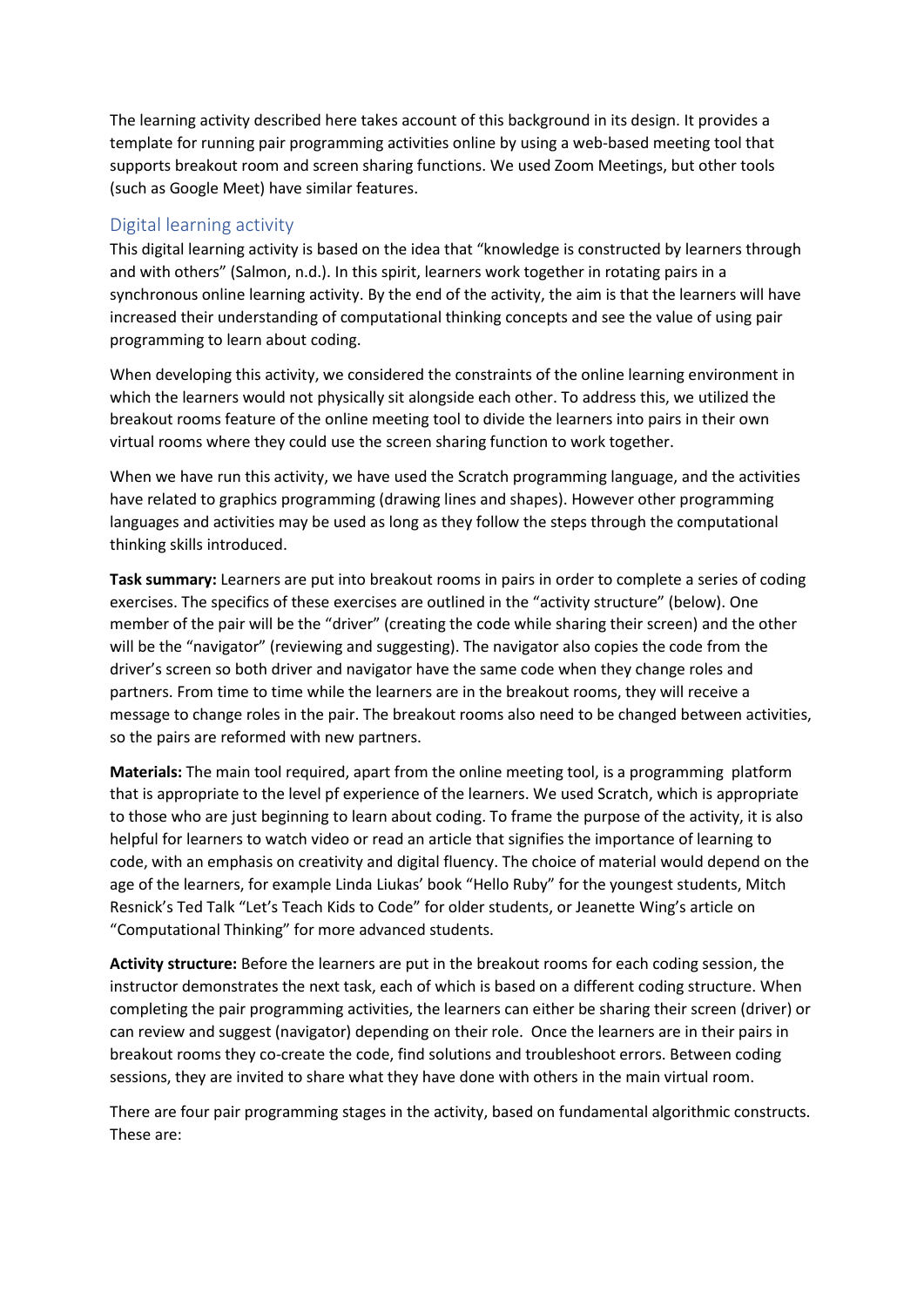The learning activity described here takes account of this background in its design. It provides a template for running pair programming activities online by using a web-based meeting tool that supports breakout room and screen sharing functions. We used Zoom Meetings, but other tools (such as Google Meet) have similar features.

## Digital learning activity

This digital learning activity is based on the idea that "knowledge is constructed by learners through and with others" (Salmon, n.d.). In this spirit, learners work together in rotating pairs in a synchronous online learning activity. By the end of the activity, the aim is that the learners will have increased their understanding of computational thinking concepts and see the value of using pair programming to learn about coding.

When developing this activity, we considered the constraints of the online learning environment in which the learners would not physically sit alongside each other. To address this, we utilized the breakout rooms feature of the online meeting tool to divide the learners into pairs in their own virtual rooms where they could use the screen sharing function to work together.

When we have run this activity, we have used the Scratch programming language, and the activities have related to graphics programming (drawing lines and shapes). However other programming languages and activities may be used as long as they follow the steps through the computational thinking skills introduced.

**Task summary:** Learners are put into breakout rooms in pairs in order to complete a series of coding exercises. The specifics of these exercises are outlined in the "activity structure" (below). One member of the pair will be the "driver" (creating the code while sharing their screen) and the other will be the "navigator" (reviewing and suggesting). The navigator also copies the code from the driver's screen so both driver and navigator have the same code when they change roles and partners. From time to time while the learners are in the breakout rooms, they will receive a message to change roles in the pair. The breakout rooms also need to be changed between activities, so the pairs are reformed with new partners.

**Materials:** The main tool required, apart from the online meeting tool, is a programming platform that is appropriate to the level pf experience of the learners. We used Scratch, which is appropriate to those who are just beginning to learn about coding. To frame the purpose of the activity, it is also helpful for learners to watch video or read an article that signifies the importance of learning to code, with an emphasis on creativity and digital fluency. The choice of material would depend on the age of the learners, for example Linda Liukas' book "Hello Ruby" for the youngest students, Mitch Resnick's Ted Talk "Let's Teach Kids to Code" for older students, or Jeanette Wing's article on "Computational Thinking" for more advanced students.

**Activity structure:** Before the learners are put in the breakout rooms for each coding session, the instructor demonstrates the next task, each of which is based on a different coding structure. When completing the pair programming activities, the learners can either be sharing their screen (driver) or can review and suggest (navigator) depending on their role. Once the learners are in their pairs in breakout rooms they co-create the code, find solutions and troubleshoot errors. Between coding sessions, they are invited to share what they have done with others in the main virtual room.

There are four pair programming stages in the activity, based on fundamental algorithmic constructs. These are: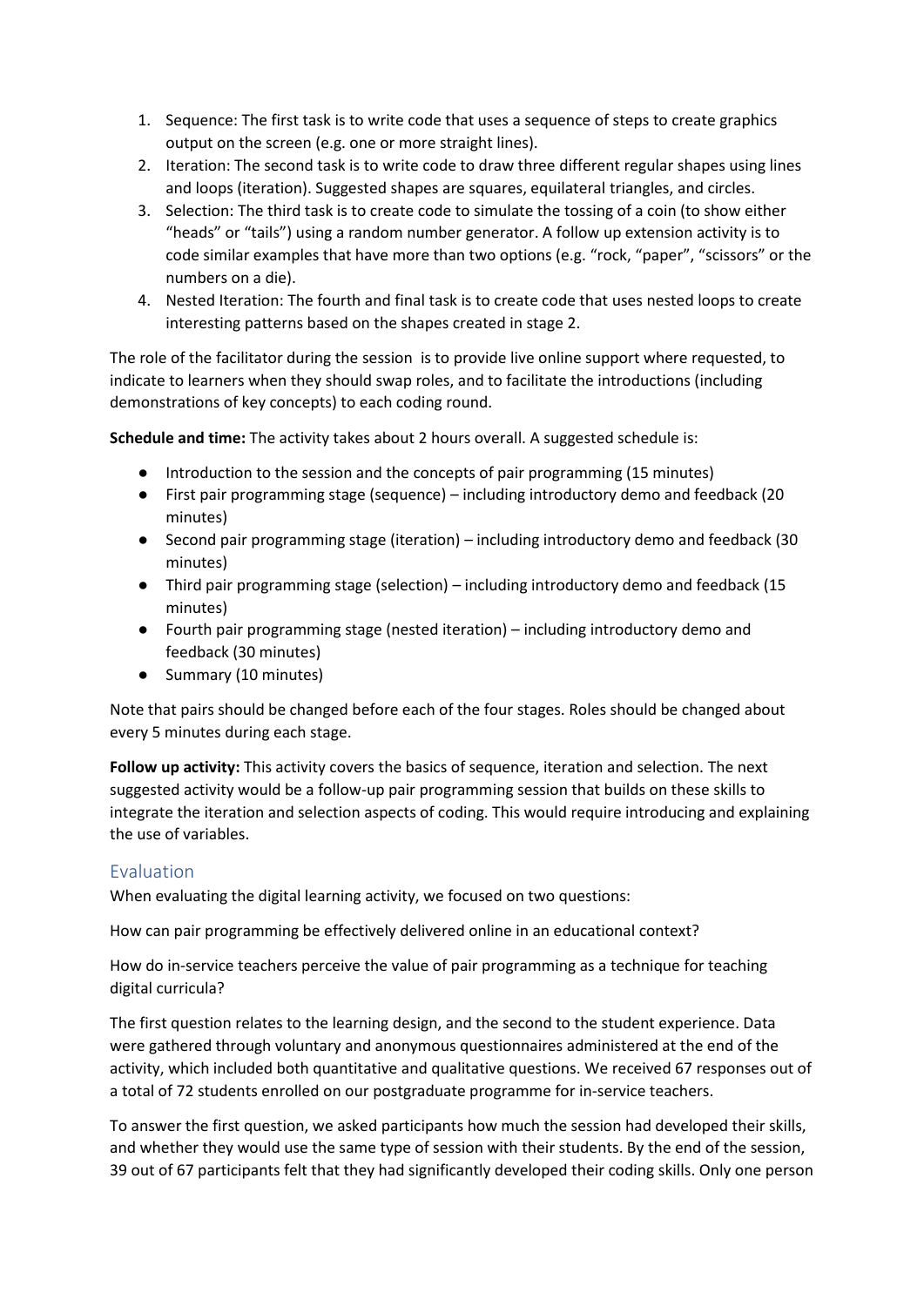1. Sequence: The first task is to write code that uses a sequence of steps to create graphics output on the screen (e.g. one or more straight lines).
2. Iteration: The second task is to write code to draw three different regular shapes using lines and loops (iteration). Suggested shapes are squares, equilateral triangles, and circles.
3. Selection: The third task is to create code to simulate the tossing of a coin (to show either "heads" or "tails") using a random number generator. A follow up extension activity is to code similar examples that have more than two options (e.g. "rock, "paper", "scissors" or the numbers on a die).
4. Nested Iteration: The fourth and final task is to create code that uses nested loops to create interesting patterns based on the shapes created in stage 2.

The role of the facilitator during the session is to provide live online support where requested, to indicate to learners when they should swap roles, and to facilitate the introductions (including demonstrations of key concepts) to each coding round.

**Schedule and time:** The activity takes about 2 hours overall. A suggested schedule is:

- Introduction to the session and the concepts of pair programming (15 minutes)
- First pair programming stage (sequence) – including introductory demo and feedback (20 minutes)
- Second pair programming stage (iteration) – including introductory demo and feedback (30 minutes)
- Third pair programming stage (selection) – including introductory demo and feedback (15 minutes)
- Fourth pair programming stage (nested iteration) – including introductory demo and feedback (30 minutes)
- Summary (10 minutes)

Note that pairs should be changed before each of the four stages. Roles should be changed about every 5 minutes during each stage.

**Follow up activity:** This activity covers the basics of sequence, iteration and selection. The next suggested activity would be a follow-up pair programming session that builds on these skills to integrate the iteration and selection aspects of coding. This would require introducing and explaining the use of variables.

## Evaluation

When evaluating the digital learning activity, we focused on two questions:

How can pair programming be effectively delivered online in an educational context?

How do in-service teachers perceive the value of pair programming as a technique for teaching digital curricula?

The first question relates to the learning design, and the second to the student experience. Data were gathered through voluntary and anonymous questionnaires administered at the end of the activity, which included both quantitative and qualitative questions. We received 67 responses out of a total of 72 students enrolled on our postgraduate programme for in-service teachers.

To answer the first question, we asked participants how much the session had developed their skills, and whether they would use the same type of session with their students. By the end of the session, 39 out of 67 participants felt that they had significantly developed their coding skills. Only one person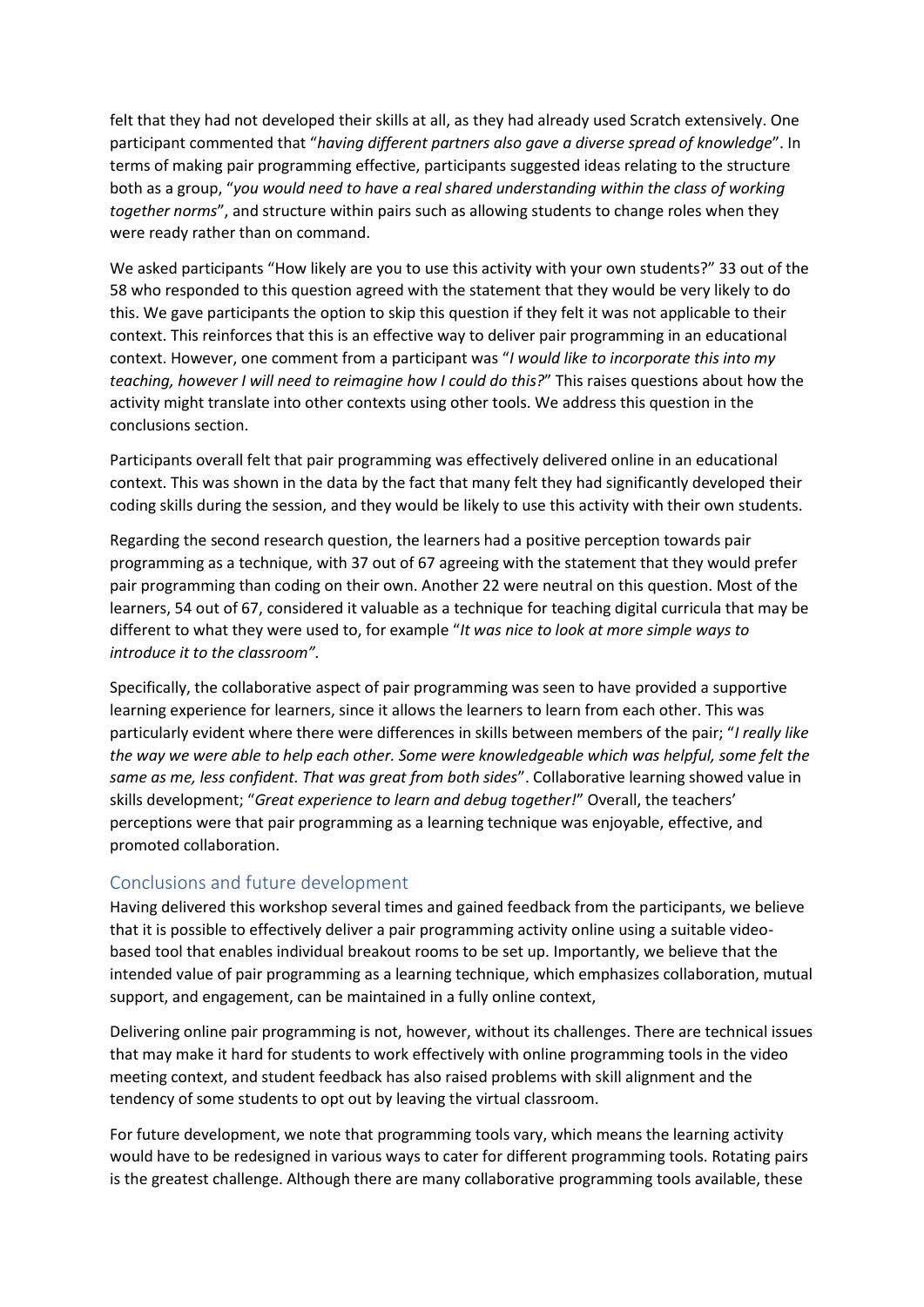felt that they had not developed their skills at all, as they had already used Scratch extensively. One participant commented that "*having different partners also gave a diverse spread of knowledge*". In terms of making pair programming effective, participants suggested ideas relating to the structure both as a group, "*you would need to have a real shared understanding within the class of working together norms*", and structure within pairs such as allowing students to change roles when they were ready rather than on command.

We asked participants "How likely are you to use this activity with your own students?" 33 out of the 58 who responded to this question agreed with the statement that they would be very likely to do this. We gave participants the option to skip this question if they felt it was not applicable to their context. This reinforces that this is an effective way to deliver pair programming in an educational context. However, one comment from a participant was "*I would like to incorporate this into my teaching, however I will need to reimagine how I could do this?*" This raises questions about how the activity might translate into other contexts using other tools. We address this question in the conclusions section.

Participants overall felt that pair programming was effectively delivered online in an educational context. This was shown in the data by the fact that many felt they had significantly developed their coding skills during the session, and they would be likely to use this activity with their own students.

Regarding the second research question, the learners had a positive perception towards pair programming as a technique, with 37 out of 67 agreeing with the statement that they would prefer pair programming than coding on their own. Another 22 were neutral on this question. Most of the learners, 54 out of 67, considered it valuable as a technique for teaching digital curricula that may be different to what they were used to, for example "*It was nice to look at more simple ways to introduce it to the classroom".*

Specifically, the collaborative aspect of pair programming was seen to have provided a supportive learning experience for learners, since it allows the learners to learn from each other. This was particularly evident where there were differences in skills between members of the pair; "*I really like the way we were able to help each other. Some were knowledgeable which was helpful, some felt the same as me, less confident. That was great from both sides*". Collaborative learning showed value in skills development; "*Great experience to learn and debug together!*" Overall, the teachers' perceptions were that pair programming as a learning technique was enjoyable, effective, and promoted collaboration.

## Conclusions and future development

Having delivered this workshop several times and gained feedback from the participants, we believe that it is possible to effectively deliver a pair programming activity online using a suitable video-based tool that enables individual breakout rooms to be set up. Importantly, we believe that the intended value of pair programming as a learning technique, which emphasizes collaboration, mutual support, and engagement, can be maintained in a fully online context,

Delivering online pair programming is not, however, without its challenges. There are technical issues that may make it hard for students to work effectively with online programming tools in the video meeting context, and student feedback has also raised problems with skill alignment and the tendency of some students to opt out by leaving the virtual classroom.

For future development, we note that programming tools vary, which means the learning activity would have to be redesigned in various ways to cater for different programming tools. Rotating pairs is the greatest challenge. Although there are many collaborative programming tools available, these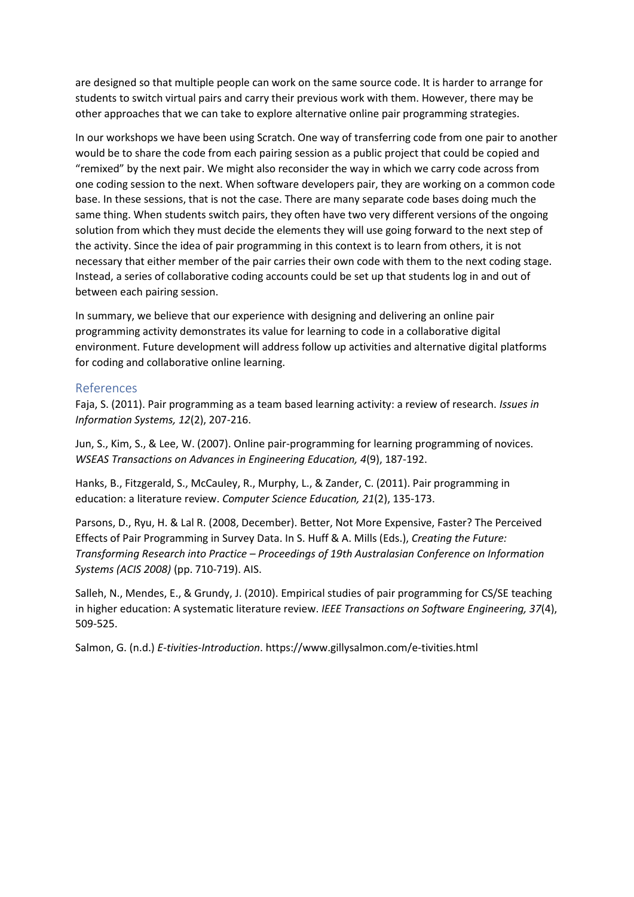are designed so that multiple people can work on the same source code. It is harder to arrange for students to switch virtual pairs and carry their previous work with them. However, there may be other approaches that we can take to explore alternative online pair programming strategies.

In our workshops we have been using Scratch. One way of transferring code from one pair to another would be to share the code from each pairing session as a public project that could be copied and "remixed" by the next pair. We might also reconsider the way in which we carry code across from one coding session to the next. When software developers pair, they are working on a common code base. In these sessions, that is not the case. There are many separate code bases doing much the same thing. When students switch pairs, they often have two very different versions of the ongoing solution from which they must decide the elements they will use going forward to the next step of the activity. Since the idea of pair programming in this context is to learn from others, it is not necessary that either member of the pair carries their own code with them to the next coding stage. Instead, a series of collaborative coding accounts could be set up that students log in and out of between each pairing session.

In summary, we believe that our experience with designing and delivering an online pair programming activity demonstrates its value for learning to code in a collaborative digital environment. Future development will address follow up activities and alternative digital platforms for coding and collaborative online learning.

## References

Faja, S. (2011). Pair programming as a team based learning activity: a review of research. *Issues in Information Systems, 12*(2), 207-216.

Jun, S., Kim, S., & Lee, W. (2007). Online pair-programming for learning programming of novices. *WSEAS Transactions on Advances in Engineering Education, 4*(9), 187-192.

Hanks, B., Fitzgerald, S., McCauley, R., Murphy, L., & Zander, C. (2011). Pair programming in education: a literature review. *Computer Science Education, 21*(2), 135-173.

Parsons, D., Ryu, H. & Lal R. (2008, December). Better, Not More Expensive, Faster? The Perceived Effects of Pair Programming in Survey Data. In S. Huff & A. Mills (Eds.), *Creating the Future: Transforming Research into Practice – Proceedings of 19th Australasian Conference on Information Systems (ACIS 2008)* (pp. 710-719). AIS.

Salleh, N., Mendes, E., & Grundy, J. (2010). Empirical studies of pair programming for CS/SE teaching in higher education: A systematic literature review. *IEEE Transactions on Software Engineering, 37*(4), 509-525.

Salmon, G. (n.d.) *E-tivities-Introduction*. https://www.gillysalmon.com/e-tivities.html